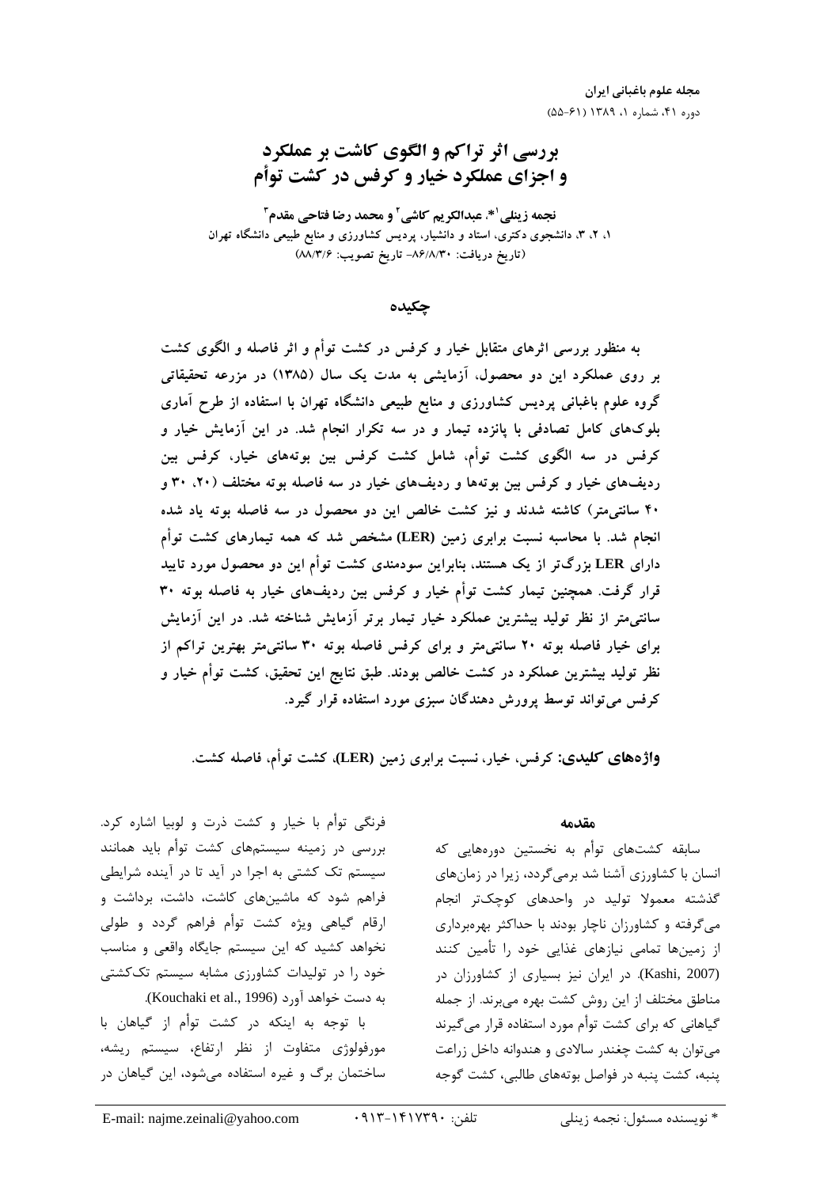# بررسی اثر تراکم و الگوی کاشت بر عملکرد و اجزای عملکرد خیار و کرفس در کشت توأم

**نجمه زینلی[1]\*، عبدالکریم کاشی[2] و محمد رضا فتاحی مقدم[3]**

۱، ۲، ۳، دانشجوی دکتری، استاد و دانشیار، پردیس کشاورزی و منابع طبیعی دانشگاه تهران

(تاریخ دریافت: ۸۶/۸/۳۰- تاریخ تصویب: ۸۸/۳/۶)

## چکیده

به منظور بررسی اثرهای متقابل خیار و کرفس در کشت توأم و اثر فاصله و الگوی کشت بر روی عملکرد این دو محصول، آزمایشی به مدت یک سال (۱۳۸۵) در مزرعه تحقیقاتی گروه علوم باغبانی پردیس کشاورزی و منابع طبیعی دانشگاه تهران با استفاده از طرح آماری بلوک‌های کامل تصادفی با پانزده تیمار و در سه تکرار انجام شد. در این آزمایش خیار و کرفس در سه الگوی کشت توأم، شامل کشت کرفس بین بوته‌های خیار، کرفس بین ردیف‌های خیار و کرفس بین بوته‌ها و ردیف‌های خیار در سه فاصله بوته مختلف (۲۰، ۳۰ و ۴۰ سانتی‌متر) کاشته شدند و نیز کشت خالص این دو محصول در سه فاصله بوته یاد شده انجام شد. با محاسبه نسبت برابری زمین (LER) مشخص شد که همه تیمارهای کشت توأم دارای LER بزرگ‌تر از یک هستند، بنابراین سودمندی کشت توأم این دو محصول مورد تایید قرار گرفت. همچنین تیمار کشت توأم خیار و کرفس بین ردیف‌های خیار به فاصله بوته ۳۰ سانتی‌متر از نظر تولید بیشترین عملکرد خیار تیمار برتر آزمایش شناخته شد. در این آزمایش برای خیار فاصله بوته ۲۰ سانتی‌متر و برای کرفس فاصله بوته ۳۰ سانتی‌متر بهترین تراکم از نظر تولید بیشترین عملکرد در کشت خالص بودند. طبق نتایج این تحقیق، کشت توأم خیار و کرفس می‌تواند توسط پرورش دهندگان سبزی مورد استفاده قرار گیرد.

**واژه‌های کلیدی:** کرفس، خیار، نسبت برابری زمین (LER)، کشت توأم، فاصله کشت.

## مقدمه

سابقه کشت‌های توأم به نخستین دوره‌هایی که انسان با کشاورزی آشنا شد برمی‌گردد، زیرا در زمان‌های گذشته معمولا تولید در واحدهای کوچک‌تر انجام می‌گرفته و کشاورزان ناچار بودند با حداکثر بهره‌برداری از زمین‌ها تمامی نیازهای غذایی خود را تأمین کنند (Kashi, 2007). در ایران نیز بسیاری از کشاورزان در مناطق مختلف از این روش کشت بهره می‌برند. از جمله گیاهانی که برای کشت توأم مورد استفاده قرار می‌گیرند می‌توان به کشت چغندر سالادی و هندوانه داخل زراعت پنبه، کشت پنبه در فواصل بوته‌های طالبی، کشت گوجه فرنگی توأم با خیار و کشت ذرت و لوبیا اشاره کرد. بررسی در زمینه سیستم‌های کشت توأم باید همانند سیستم تک کشتی به اجرا در آید تا در آینده شرایطی فراهم شود که ماشین‌های کاشت، داشت، برداشت و ارقام گیاهی ویژه کشت توأم فراهم گردد و طولی نخواهد کشید که این سیستم جایگاه واقعی و مناسب خود را در تولیدات کشاورزی مشابه سیستم تک‌کشتی به دست خواهد آورد (Kouchaki et al., 1996).

با توجه به اینکه در کشت توأم از گیاهان با مورفولوژی متفاوت از نظر ارتفاع، سیستم ریشه، ساختمان برگ و غیره استفاده می‌شود، این گیاهان در

---

\* نویسنده مسئول: نجمه زینلی تلفن: ۰۹۱۳-۱۴۱۷۳۹۰ E-mail: najme.zeinali@yahoo.com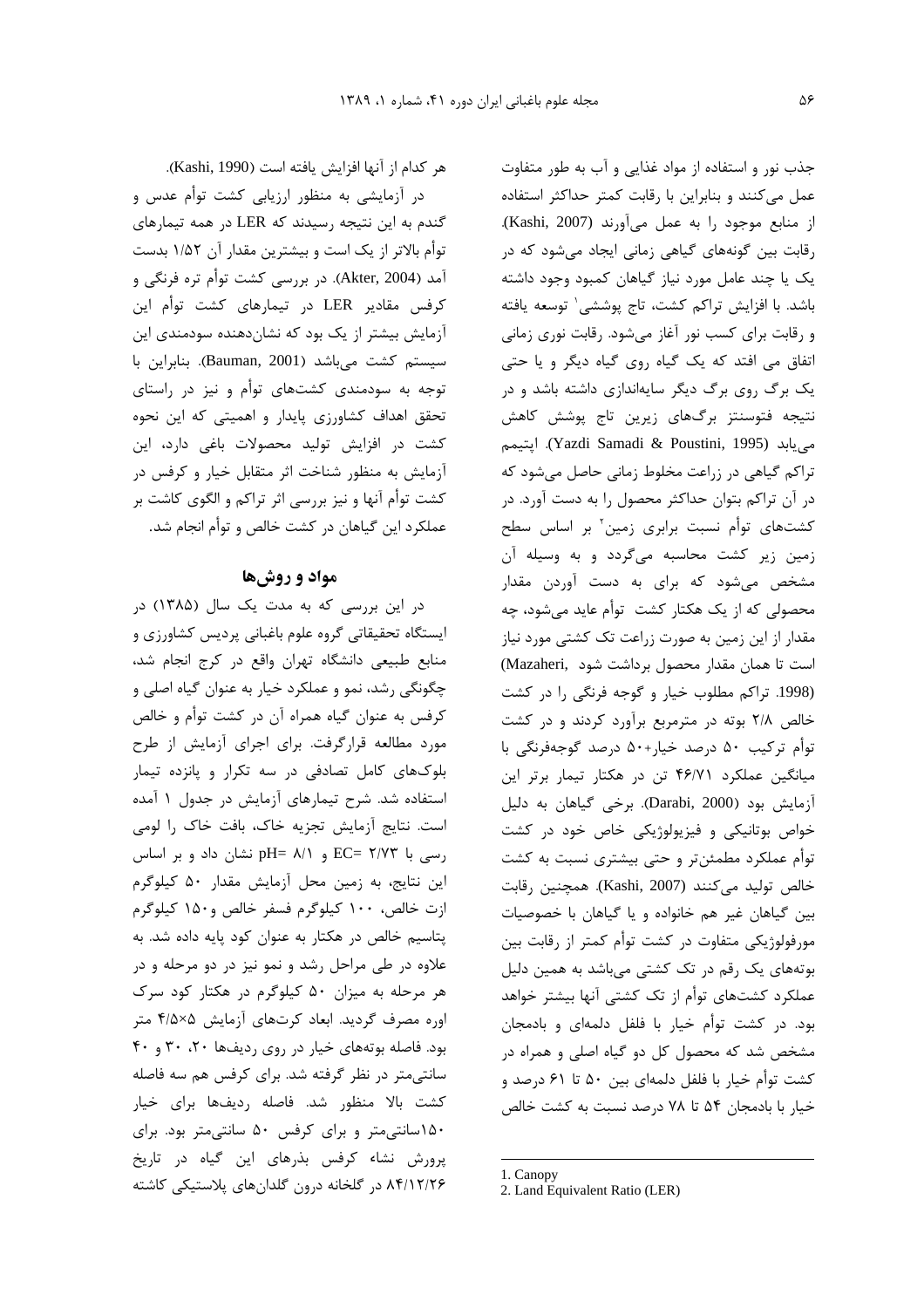جذب نور و استفاده از مواد غذایی و آب به طور متفاوت عمل می‌کنند و بنابراین با رقابت کمتر حداکثر استفاده از منابع موجود را به عمل می‌آورند (Kashi, 2007). رقابت بین گونه‌های گیاهی زمانی ایجاد می‌شود که در یک یا چند عامل مورد نیاز گیاهان کمبود وجود داشته باشد. با افزایش تراکم کشت، تاج پوششی[1] توسعه یافته و رقابت برای کسب نور آغاز می‌شود. رقابت نوری زمانی اتفاق می افتد که یک گیاه روی گیاه دیگر و یا حتی یک برگ روی برگ دیگر سایه‌اندازی داشته باشد و در نتیجه فتوسنتز برگ‌های زیرین تاج پوشش کاهش می‌یابد (Yazdi Samadi & Poustini, 1995). اپتیمم تراکم گیاهی در زراعت مخلوط زمانی حاصل می‌شود که در آن تراکم بتوان حداکثر محصول را به دست آورد. در کشت‌های توأم نسبت برابری زمین[2] بر اساس سطح زمین زیر کشت محاسبه می‌گردد و به وسیله آن مشخص می‌شود که برای به دست آوردن مقدار محصولی که از یک هکتار کشت توأم عاید می‌شود، چه مقدار از این زمین به صورت زراعت تک کشتی مورد نیاز است تا همان مقدار محصول برداشت شود (Mazaheri, 1998). تراکم مطلوب خیار و گوجه فرنگی را در کشت خالص ۲/۸ بوته در مترمربع برآورد کردند و در کشت توأم ترکیب ۵۰ درصد خیار+۵۰ درصد گوجه‌فرنگی با میانگین عملکرد ۴۶/۷۱ تن در هکتار تیمار برتر این آزمایش بود (Darabi, 2000). برخی گیاهان به دلیل خواص بوتانیکی و فیزیولوژیکی خاص خود در کشت توأم عملکرد مطمئن‌تر و حتی بیشتری نسبت به کشت خالص تولید می‌کنند (Kashi, 2007). همچنین رقابت بین گیاهان غیر هم خانواده و یا گیاهان با خصوصیات مورفولوژیکی متفاوت در کشت توأم کمتر از رقابت بین بوته‌های یک رقم در تک کشتی می‌باشد به همین دلیل عملکرد کشت‌های توأم از تک کشتی آنها بیشتر خواهد بود. در کشت توأم خیار با فلفل دلمه‌ای و بادمجان مشخص شد که محصول کل دو گیاه اصلی و همراه در کشت توأم خیار با فلفل دلمه‌ای بین ۵۰ تا ۶۱ درصد و خیار با بادمجان ۵۴ تا ۷۸ درصد نسبت به کشت خالص هر کدام از آنها افزایش یافته است (Kashi, 1990).

در آزمایشی به منظور ارزیابی کشت توأم عدس و گندم به این نتیجه رسیدند که LER در همه تیمارهای توأم بالاتر از یک است و بیشترین مقدار آن ۱/۵۲ بدست آمد (Akter, 2004). در بررسی کشت توأم تره فرنگی و کرفس مقادیر LER در تیمارهای کشت توأم این آزمایش بیشتر از یک بود که نشان‌دهنده سودمندی این سیستم کشت می‌باشد (Bauman, 2001). بنابراین با توجه به سودمندی کشت‌های توأم و نیز در راستای تحقق اهداف کشاورزی پایدار و اهمیتی که این نحوه کشت در افزایش تولید محصولات باغی دارد، این آزمایش به منظور شناخت اثر متقابل خیار و کرفس در کشت توأم آنها و نیز بررسی اثر تراکم و الگوی کاشت بر عملکرد این گیاهان در کشت خالص و توأم انجام شد.

## مواد و روش‌ها

در این بررسی که به مدت یک سال (۱۳۸۵) در ایستگاه تحقیقاتی گروه علوم باغبانی پردیس کشاورزی و منابع طبیعی دانشگاه تهران واقع در کرج انجام شد، چگونگی رشد، نمو و عملکرد خیار به عنوان گیاه اصلی و کرفس به عنوان گیاه همراه آن در کشت توأم و خالص مورد مطالعه قرارگرفت. برای اجرای آزمایش از طرح بلوک‌های کامل تصادفی در سه تکرار و پانزده تیمار استفاده شد. شرح تیمارهای آزمایش در جدول ۱ آمده است. نتایج آزمایش تجزیه خاک، بافت خاک را لومی رسی با EC= ۲/۷۳ و pH= ۸/۱ نشان داد و بر اساس این نتایج، به زمین محل آزمایش مقدار ۵۰ کیلوگرم ازت خالص، ۱۰۰ کیلوگرم فسفر خالص و۱۵۰ کیلوگرم پتاسیم خالص در هکتار به عنوان کود پایه داده شد. به علاوه در طی مراحل رشد و نمو نیز در دو مرحله و در هر مرحله به میزان ۵۰ کیلوگرم در هکتار کود سرک اوره مصرف گردید. ابعاد کرت‌های آزمایش ۵×۴/۵ متر بود. فاصله بوته‌های خیار در روی ردیف‌ها ۲۰، ۳۰ و ۴۰ سانتی‌متر در نظر گرفته شد. برای کرفس هم سه فاصله کشت بالا منظور شد. فاصله ردیف‌ها برای خیار ۱۵۰سانتی‌متر و برای کرفس ۵۰ سانتی‌متر بود. برای پرورش نشاء کرفس بذرهای این گیاه در تاریخ ۸۴/۱۲/۲۶ در گلخانه درون گلدان‌های پلاستیکی کاشته

---

1. Canopy
2. Land Equivalent Ratio (LER)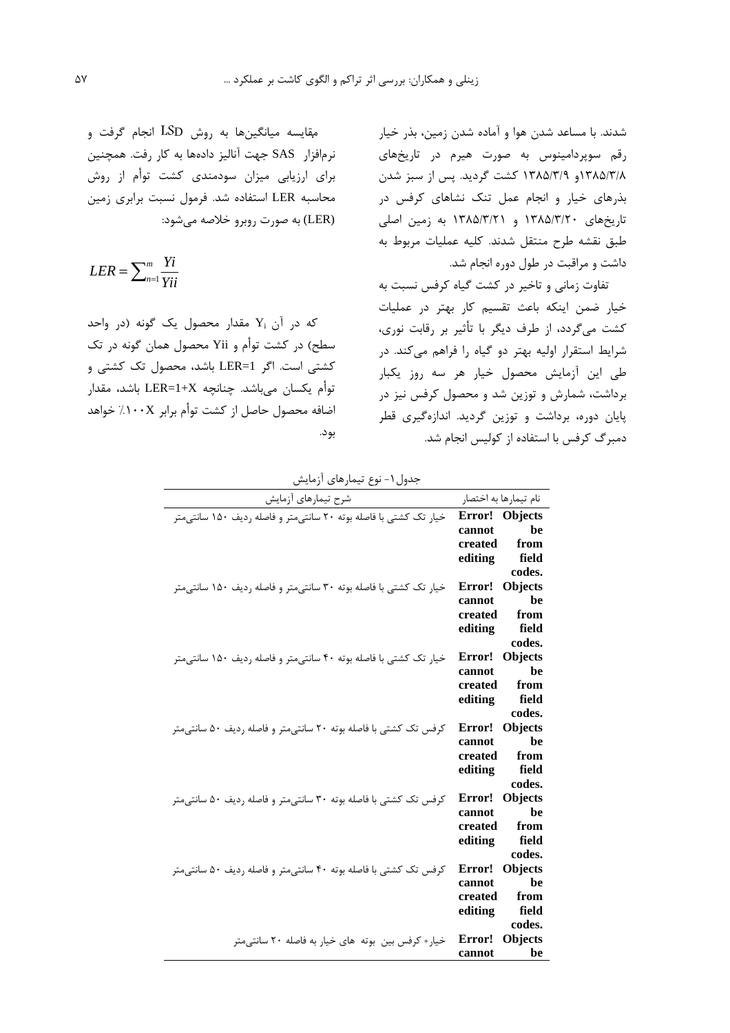شدند. با مساعد شدن هوا و آماده شدن زمین، بذر خیار رقم سوپردامینوس به صورت هیرم در تاریخ‌های ۱۳۸۵/۳/۸و ۱۳۸۵/۳/۹ کشت گردید. پس از سبز شدن بذرهای خیار و انجام عمل تنک نشاهای کرفس در تاریخ‌های ۱۳۸۵/۳/۲۰ و ۱۳۸۵/۳/۲۱ به زمین اصلی طبق نقشه طرح منتقل شدند. کلیه عملیات مربوط به داشت و مراقبت در طول دوره انجام شد.

تفاوت زمانی و تاخیر در کشت گیاه کرفس نسبت به خیار ضمن اینکه باعث تقسیم کار بهتر در عملیات کشت می‌گردد، از طرف دیگر با تأثیر بر رقابت نوری، شرایط استقرار اولیه بهتر دو گیاه را فراهم می‌کند. در طی این آزمایش محصول خیار هر سه روز یکبار برداشت، شمارش و توزین شد و محصول کرفس نیز در پایان دوره، برداشت و توزین گردید. اندازه‌گیری قطر دمبرگ کرفس با استفاده از کولیس انجام شد.

مقایسه میانگین‌ها به روش LSD انجام گرفت و نرم‌افزار SAS جهت آنالیز داده‌ها به کار رفت. همچنین برای ارزیابی میزان سودمندی کشت توأم از روش محاسبه LER استفاده شد. فرمول نسبت برابری زمین (LER) به صورت روبرو خلاصه می‌شود:

$$LER = \sum_{n=1}^{m} \frac{Yi}{Yii}$$

که در آن $Y_i$ مقدار محصول یک گونه (در واحد سطح) در کشت توأم و Yii محصول همان گونه در تک کشتی است. اگر LER=1 باشد، محصول تک کشتی و توأم یکسان می‌باشد. چنانچه LER=1+X باشد، مقدار اضافه محصول حاصل از کشت توأم برابر ۱۰۰X٪ خواهد بود.

جدول۱- نوع تیمارهای آزمایش

| نام تیمارها به اختصار | شرح تیمارهای آزمایش |
|---|---|
| **Error! Objects cannot be created from editing field codes.** | خیار تک کشتی با فاصله بوته ۲۰ سانتی‌متر و فاصله ردیف ۱۵۰ سانتی‌متر |
| **Error! Objects cannot be created from editing field codes.** | خیار تک کشتی با فاصله بوته ۳۰ سانتی‌متر و فاصله ردیف ۱۵۰ سانتی‌متر |
| **Error! Objects cannot be created from editing field codes.** | خیار تک کشتی با فاصله بوته ۴۰ سانتی‌متر و فاصله ردیف ۱۵۰ سانتی‌متر |
| **Error! Objects cannot be created from editing field codes.** | کرفس تک کشتی با فاصله بوته ۲۰ سانتی‌متر و فاصله ردیف ۵۰ سانتی‌متر |
| **Error! Objects cannot be created from editing field codes.** | کرفس تک کشتی با فاصله بوته ۳۰ سانتی‌متر و فاصله ردیف ۵۰ سانتی‌متر |
| **Error! Objects cannot be created from editing field codes.** | کرفس تک کشتی با فاصله بوته ۴۰ سانتی‌متر و فاصله ردیف ۵۰ سانتی‌متر |
| **Error! Objects cannot be** | خیار+ کرفس بین بوته های خیار به فاصله ۲۰ سانتی‌متر |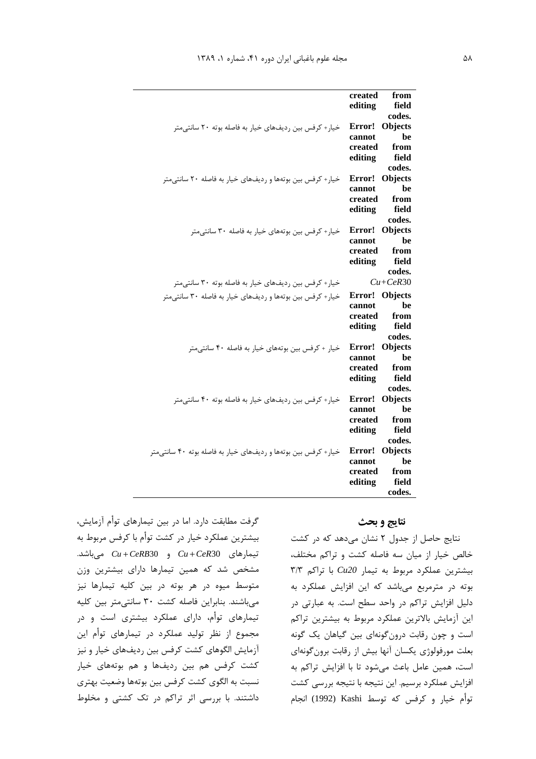| | |
|---|---|
| Error! Objects cannot be created from editing field codes. | |
| Error! Objects cannot be created from editing field codes. | خیار+ کرفس بین ردیف‌های خیار به فاصله بوته ۲۰ سانتی‌متر |
| Error! Objects cannot be created from editing field codes. | خیار+ کرفس بین بوته‌ها و ردیف‌های خیار به فاصله ۲۰ سانتی‌متر |
| Error! Objects cannot be created from editing field codes. | خیار+ کرفس بین بوته‌های خیار به فاصله ۳۰ سانتی‌متر |
| $Cu+CeR30$ | خیار+ کرفس بین ردیف‌های خیار به فاصله بوته ۳۰ سانتی‌متر |
| Error! Objects cannot be created from editing field codes. | خیار+ کرفس بین بوته‌ها و ردیف‌های خیار به فاصله ۳۰ سانتی‌متر |
| Error! Objects cannot be created from editing field codes. | خیار + کرفس بین بوته‌های خیار به فاصله ۴۰ سانتی‌متر |
| Error! Objects cannot be created from editing field codes. | خیار+ کرفس بین ردیف‌های خیار به فاصله بوته ۴۰ سانتی‌متر |
| Error! Objects cannot be created from editing field codes. | خیار+ کرفس بین بوته‌ها و ردیف‌های خیار به فاصله بوته ۴۰ سانتی‌متر |

## نتایج و بحث

نتایج حاصل از جدول ۲ نشان می‌دهد که در کشت خالص خیار از میان سه فاصله کشت و تراکم مختلف، بیشترین عملکرد مربوط به تیمار *Cu20* با تراکم ۳/۳ بوته در مترمربع می‌باشد که این افزایش عملکرد به دلیل افزایش تراکم در واحد سطح است. به عبارتی در این آزمایش بالاترین عملکرد مربوط به بیشترین تراکم است و چون رقابت درون‌گونه‌ای بین گیاهان یک گونه بعلت مورفولوژی یکسان آنها بیش از رقابت برون‌گونه‌ای است، همین عامل باعث می‌شود تا با افزایش تراکم به افزایش عملکرد برسیم. این نتیجه با نتیجه بررسی کشت توأم خیار و کرفس که توسط Kashi (1992) انجام گرفت مطابقت دارد. اما در بین تیمارهای توأم آزمایش، بیشترین عملکرد خیار در کشت توأم با کرفس مربوط به تیمارهای $Cu+CeR30$ و $Cu+CeRB30$ می‌باشد. مشخص شد که همین تیمارها دارای بیشترین وزن متوسط میوه در هر بوته در بین کلیه تیمارها نیز می‌باشند. بنابراین فاصله کشت ۳۰ سانتی‌متر بین کلیه تیمارهای توأم، دارای عملکرد بیشتری است و در مجموع از نظر تولید عملکرد در تیمارهای توأم این آزمایش الگوهای کشت کرفس بین ردیف‌های خیار و نیز کشت کرفس هم بین ردیف‌ها و هم بوته‌های خیار نسبت به الگوی کشت کرفس بین بوته‌ها وضعیت بهتری داشتند. با بررسی اثر تراکم در تک کشتی و مخلوط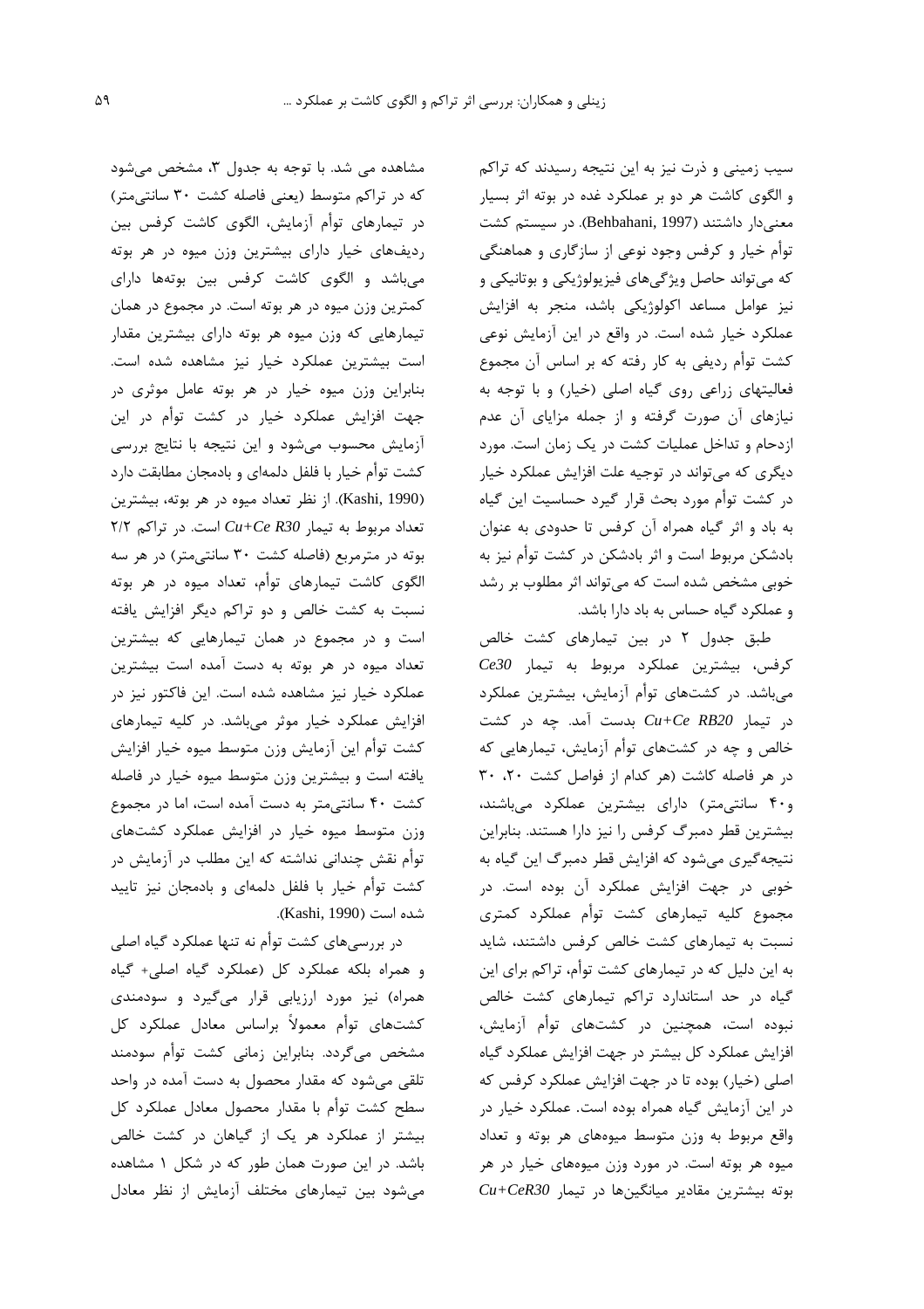سیب زمینی و ذرت نیز به این نتیجه رسیدند که تراکم و الگوی کاشت هر دو بر عملکرد غده در بوته اثر بسیار معنی‌دار داشتند (Behbahani, 1997). در سیستم کشت توأم خیار و کرفس وجود نوعی از سازگاری و هماهنگی که می‌تواند حاصل ویژگی‌های فیزیولوژیکی و بوتانیکی و نیز عوامل مساعد اکولوژیکی باشد، منجر به افزایش عملکرد خیار شده است. در واقع در این آزمایش نوعی کشت توأم ردیفی به کار رفته که بر اساس آن مجموع فعالیتهای زراعی روی گیاه اصلی (خیار) و با توجه به نیازهای آن صورت گرفته و از جمله مزایای آن عدم ازدحام و تداخل عملیات کشت در یک زمان است. مورد دیگری که می‌تواند در توجیه علت افزایش عملکرد خیار در کشت توأم مورد بحث قرار گیرد حساسیت این گیاه به باد و اثر گیاه همراه آن کرفس تا حدودی به عنوان بادشکن مربوط است و اثر بادشکن در کشت توأم نیز به خوبی مشخص شده است که می‌تواند اثر مطلوب بر رشد و عملکرد گیاه حساس به باد دارا باشد.

طبق جدول ۲ در بین تیمارهای کشت خالص کرفس، بیشترین عملکرد مربوط به تیمار *Ce30* می‌باشد. در کشت‌های توأم آزمایش، بیشترین عملکرد در تیمار *Cu+Ce RB20* بدست آمد. چه در کشت خالص و چه در کشت‌های توأم آزمایش، تیمارهایی که در هر فاصله کاشت (هر کدام از فواصل کشت ۲۰، ۳۰ و۴۰ سانتی‌متر) دارای بیشترین عملکرد می‌باشند، بیشترین قطر دمبرگ کرفس را نیز دارا هستند. بنابراین نتیجه‌گیری می‌شود که افزایش قطر دمبرگ این گیاه به خوبی در جهت افزایش عملکرد آن بوده است. در مجموع کلیه تیمارهای کشت توأم عملکرد کمتری نسبت به تیمارهای کشت خالص کرفس داشتند، شاید به این دلیل که در تیمارهای کشت توأم، تراکم برای این گیاه در حد استاندارد تراکم تیمارهای کشت خالص نبوده است، همچنین در کشت‌های توأم آزمایش، افزایش عملکرد کل بیشتر در جهت افزایش عملکرد گیاه اصلی (خیار) بوده تا در جهت افزایش عملکرد کرفس که در این آزمایش گیاه همراه بوده است. عملکرد خیار در واقع مربوط به وزن متوسط میوه‌های هر بوته و تعداد میوه هر بوته است. در مورد وزن میوه‌های خیار در هر بوته بیشترین مقادیر میانگین‌ها در تیمار *Cu+CeR30* مشاهده می شد. با توجه به جدول ۳، مشخص می‌شود که در تراکم متوسط (یعنی فاصله کشت ۳۰ سانتی‌متر) در تیمارهای توأم آزمایش، الگوی کاشت کرفس بین ردیف‌های خیار دارای بیشترین وزن میوه در هر بوته می‌باشد و الگوی کاشت کرفس بین بوته‌ها دارای کمترین وزن میوه در هر بوته است. در مجموع در همان تیمارهایی که وزن میوه هر بوته دارای بیشترین مقدار است بیشترین عملکرد خیار نیز مشاهده شده است. بنابراین وزن میوه خیار در هر بوته عامل موثری در جهت افزایش عملکرد خیار در کشت توأم در این آزمایش محسوب می‌شود و این نتیجه با نتایج بررسی کشت توأم خیار با فلفل دلمه‌ای و بادمجان مطابقت دارد (Kashi, 1990). از نظر تعداد میوه در هر بوته، بیشترین تعداد مربوط به تیمار *Cu+Ce R30* است. در تراکم ۲/۲ بوته در مترمربع (فاصله کشت ۳۰ سانتی‌متر) در هر سه الگوی کاشت تیمارهای توأم، تعداد میوه در هر بوته نسبت به کشت خالص و دو تراکم دیگر افزایش یافته است و در مجموع در همان تیمارهایی که بیشترین تعداد میوه در هر بوته به دست آمده است بیشترین عملکرد خیار نیز مشاهده شده است. این فاکتور نیز در افزایش عملکرد خیار موثر می‌باشد. در کلیه تیمارهای کشت توأم این آزمایش وزن متوسط میوه خیار افزایش یافته است و بیشترین وزن متوسط میوه خیار در فاصله کشت ۴۰ سانتی‌متر به دست آمده است، اما در مجموع وزن متوسط میوه خیار در افزایش عملکرد کشت‌های توأم نقش چندانی نداشته که این مطلب در آزمایش در کشت توأم خیار با فلفل دلمه‌ای و بادمجان نیز تایید شده است (Kashi, 1990).

در بررسی‌های کشت توأم نه تنها عملکرد گیاه اصلی و همراه بلکه عملکرد کل (عملکرد گیاه اصلی+ گیاه همراه) نیز مورد ارزیابی قرار می‌گیرد و سودمندی کشت‌های توأم معمولاً براساس معادل عملکرد کل مشخص می‌گردد. بنابراین زمانی کشت توأم سودمند تلقی می‌شود که مقدار محصول به دست آمده در واحد سطح کشت توأم با مقدار محصول معادل عملکرد کل بیشتر از عملکرد هر یک از گیاهان در کشت خالص باشد. در این صورت همان طور که در شکل ۱ مشاهده می‌شود بین تیمارهای مختلف آزمایش از نظر معادل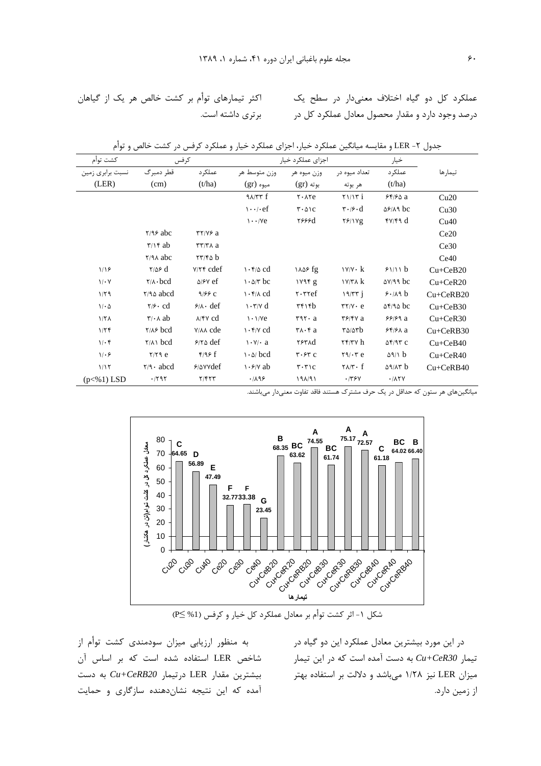عملکرد کل دو گیاه اختلاف معنی‌دار در سطح یک درصد وجود دارد و مقدار محصول معادل عملکرد کل در اکثر تیمارهای توأم بر کشت خالص هر یک از گیاهان برتری داشته است.

جدول ۲- LER و مقایسه میانگین عملکرد خیار، اجزای عملکرد خیار و عملکرد کرفس در کشت خالص و توأم

| تیمارها | خیار | اجزای عملکرد خیار | | | کرفس | | کشت توأم |
|---|---|---|---|---|---|---|---|
| | عملکرد (t/ha) | تعداد میوه در هر بوته | وزن میوه هر بوته (gr) | وزن متوسط هر میوه (gr) | عملکرد (t/ha) | قطر دمبرگ (cm) | نسبت برابری زمین (LER) |
| Cu20 | ۶۴/۶۵ a | ۲۱/۱۳ i | ۲۰۸۲e | ۹۸/۳۳ f | | | |
| Cu30 | ۵۶/۸۹ bc | ۳۰/۶۰d | ۳۰۵۱c | ۱۰۰/۰ef | | | |
| Cu40 | ۴۷/۴۹ d | ۲۶/۱۷g | ۲۶۶۶d | ۱۰۰/۷e | | | |
| Ce20 | | | | | ۳۲/۷۶ a | ۲/۹۶ abc | |
| Ce30 | | | | | ۳۳/۳۸ a | ۳/۱۴ ab | |
| Ce40 | | | | | ۲۳/۴۵ b | ۲/۹۸ abc | |
| Cu+CeB20 | ۶۱/۱۱ b | ۱۷/۷۰ k | ۱۸۵۶ fg | ۱۰۴/۵ cd | ۷/۲۴ cdef | ۲/۵۶ d | ۱/۱۶ |
| Cu+CeR20 | ۵۷/۹۹ bc | ۱۷/۳۸ k | ۱۷۹۴ g | ۱۰۵/۳ bc | ۵/۶۷ ef | ۲/۸۰bcd | ۱/۰۷ |
| Cu+CeRB20 | ۶۰/۸۹ b | ۱۹/۳۳ j | ۲۰۳۲ef | ۱۰۴/۸ cd | ۹/۶۶ c | ۲/۹۵ abcd | ۱/۲۹ |
| Cu+CeB30 | ۵۴/۹۵ bc | ۳۲/۷۰ e | ۳۴۱۴b | ۱۰۳/۷ d | ۶/۸۰ def | ۲/۶۰ cd | ۱/۰۵ |
| Cu+CeR30 | ۶۶/۶۹ a | ۳۶/۴۷ a | ۳۹۲۰ a | ۱۰۱/۷e | ۸/۴۷ cd | ۳/۰۸ ab | ۱/۲۸ |
| Cu+CeRB30 | ۶۴/۶۸ a | ۳۵/۵۳b | ۳۸۰۴ a | ۱۰۴/۷ cd | ۷/۸۸ cde | ۲/۸۶ bcd | ۱/۲۴ |
| Cu+CeB40 | ۵۴/۹۳ c | ۲۴/۳۷ h | ۲۶۳۸d | ۱۰۷/۰ a | ۶/۲۵ def | ۲/۸۱ bcd | ۱/۰۴ |
| Cu+CeR40 | ۵۹/۱ b | ۲۹/۰۳ e | ۳۰۶۳ c | ۱۰۵/ bcd | ۴/۹۶ f | ۲/۲۹ e | ۱/۰۶ |
| Cu+CeRB40 | ۵۹/۸۳ b | ۲۸/۳۰ f | ۳۰۲۱c | ۱۰۶/۷ ab | ۶/۵۷۷def | ۲/۹۰ abcd | ۱/۱۲ |
| (p<%1) LSD | ۰/۸۲۷ | ۰/۳۶۷ | ۱۹۸/۹۱ | ۰/۸۹۶ | ۲/۴۲۳ | ۰/۲۹۲ | |

میانگین‌های هر ستون که حداقل در یک حرف مشترک هستند فاقد تفاوت معنی‌دار می‌باشند.

شکل ۱- اثر کشت توأم بر معادل عملکرد کل خیار و کرفس ($P \leq \%1$)

در این مورد بیشترین معادل عملکرد این دو گیاه در تیمار *Cu+CeR30* به دست آمده است که در این تیمار میزان LER نیز ۱/۲۸ می‌باشد و دلالت بر استفاده بهتر از زمین دارد.

به منظور ارزیابی میزان سودمندی کشت توأم از شاخص LER استفاده شده است که بر اساس آن بیشترین مقدار LER درتیمار *Cu+CeRB20* به دست آمده که این نتیجه نشان‌دهنده سازگاری و حمایت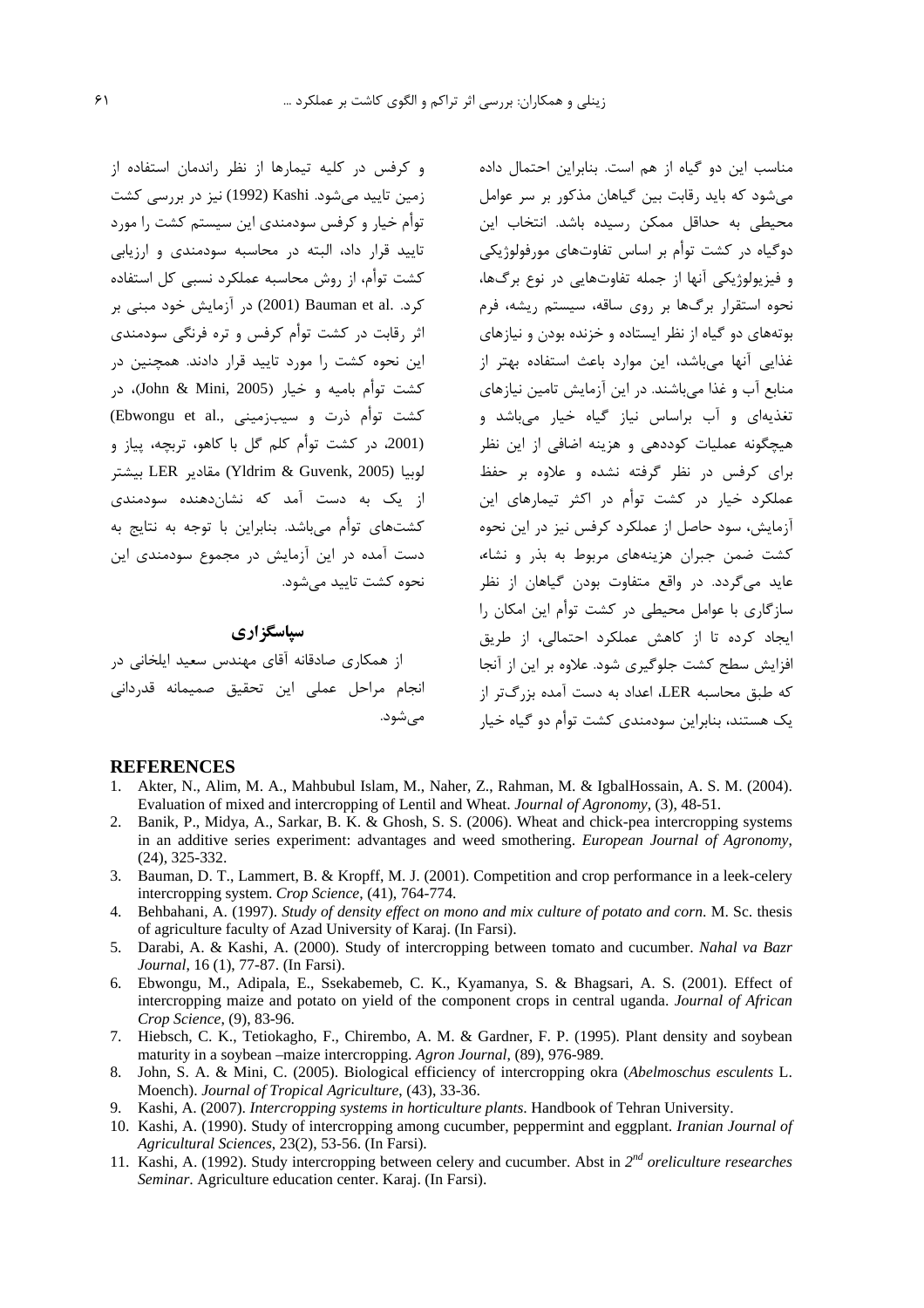مناسب این دو گیاه از هم است. بنابراین احتمال داده می‌شود که باید رقابت بین گیاهان مذکور بر سر عوامل محیطی به حداقل ممکن رسیده باشد. انتخاب این دوگیاه در کشت توأم بر اساس تفاوت‌های مورفولوژیکی و فیزیولوژیکی آنها از جمله تفاوت‌هایی در نوع برگ‌ها، نحوه استقرار برگ‌ها بر روی ساقه، سیستم ریشه، فرم بوته‌های دو گیاه از نظر ایستاده و خزنده بودن و نیازهای غذایی آنها می‌باشد، این موارد باعث استفاده بهتر از منابع آب و غذا می‌باشند. در این آزمایش تامین نیازهای تغذیه‌ای و آب براساس نیاز گیاه خیار می‌باشد و هیچگونه عملیات کوددهی و هزینه اضافی از این نظر برای کرفس در نظر گرفته نشده و علاوه بر حفظ عملکرد خیار در کشت توأم در اکثر تیمارهای این آزمایش، سود حاصل از عملکرد کرفس نیز در این نحوه کشت ضمن جبران هزینه‌های مربوط به بذر و نشاء، عاید می‌گردد. در واقع متفاوت بودن گیاهان از نظر سازگاری با عوامل محیطی در کشت توأم این امکان را ایجاد کرده تا از کاهش عملکرد احتمالی، از طریق افزایش سطح کشت جلوگیری شود. علاوه بر این از آنجا که طبق محاسبه LER، اعداد به دست آمده بزرگ‌تر از یک هستند، بنابراین سودمندی کشت توأم دو گیاه خیار و کرفس در کلیه تیمارها از نظر راندمان استفاده از زمین تایید می‌شود. Kashi (1992) نیز در بررسی کشت توأم خیار و کرفس سودمندی این سیستم کشت را مورد تایید قرار داد، البته در محاسبه سودمندی و ارزیابی کشت توأم، از روش محاسبه عملکرد نسبی کل استفاده کرد. Bauman et al. (2001) در آزمایش خود مبنی بر اثر رقابت در کشت توأم کرفس و تره فرنگی سودمندی این نحوه کشت را مورد تایید قرار دادند. همچنین در کشت توأم بامیه و خیار (John & Mini, 2005)، در کشت توأم ذرت و سیب‌زمینی (Ebwongu et al., 2001)، در کشت توأم کلم گل با کاهو، تربچه، پیاز و لوبیا (Yldrim & Guvenk, 2005) مقادیر LER بیشتر از یک به دست آمد که نشان‌دهنده سودمندی کشت‌های توأم می‌باشد. بنابراین با توجه به نتایج به دست آمده در این آزمایش در مجموع سودمندی این نحوه کشت تایید می‌شود.

## سپاسگزاری

از همکاری صادقانه آقای مهندس سعید ایلخانی در انجام مراحل عملی این تحقیق صمیمانه قدردانی می‌شود.

## REFERENCES

1. Akter, N., Alim, M. A., Mahbubul Islam, M., Naher, Z., Rahman, M. & IgbalHossain, A. S. M. (2004). Evaluation of mixed and intercropping of Lentil and Wheat. *Journal of Agronomy*, (3), 48-51.
2. Banik, P., Midya, A., Sarkar, B. K. & Ghosh, S. S. (2006). Wheat and chick-pea intercropping systems in an additive series experiment: advantages and weed smothering. *European Journal of Agronomy*, (24), 325-332.
3. Bauman, D. T., Lammert, B. & Kropff, M. J. (2001). Competition and crop performance in a leek-celery intercropping system. *Crop Science*, (41), 764-774.
4. Behbahani, A. (1997). *Study of density effect on mono and mix culture of potato and corn*. M. Sc. thesis of agriculture faculty of Azad University of Karaj. (In Farsi).
5. Darabi, A. & Kashi, A. (2000). Study of intercropping between tomato and cucumber. *Nahal va Bazr Journal*, 16 (1), 77-87. (In Farsi).
6. Ebwongu, M., Adipala, E., Ssekabemeb, C. K., Kyamanya, S. & Bhagsari, A. S. (2001). Effect of intercropping maize and potato on yield of the component crops in central uganda. *Journal of African Crop Science*, (9), 83-96.
7. Hiebsch, C. K., Tetiokagho, F., Chirembo, A. M. & Gardner, F. P. (1995). Plant density and soybean maturity in a soybean –maize intercropping. *Agron Journal*, (89), 976-989.
8. John, S. A. & Mini, C. (2005). Biological efficiency of intercropping okra (*Abelmoschus esculents* L. Moench). *Journal of Tropical Agriculture*, (43), 33-36.
9. Kashi, A. (2007). *Intercropping systems in horticulture plants*. Handbook of Tehran University.
10. Kashi, A. (1990). Study of intercropping among cucumber, peppermint and eggplant. *Iranian Journal of Agricultural Sciences*, 23(2), 53-56. (In Farsi).
11. Kashi, A. (1992). Study intercropping between celery and cucumber. Abst in *2nd oreliculture researches Seminar*. Agriculture education center. Karaj. (In Farsi).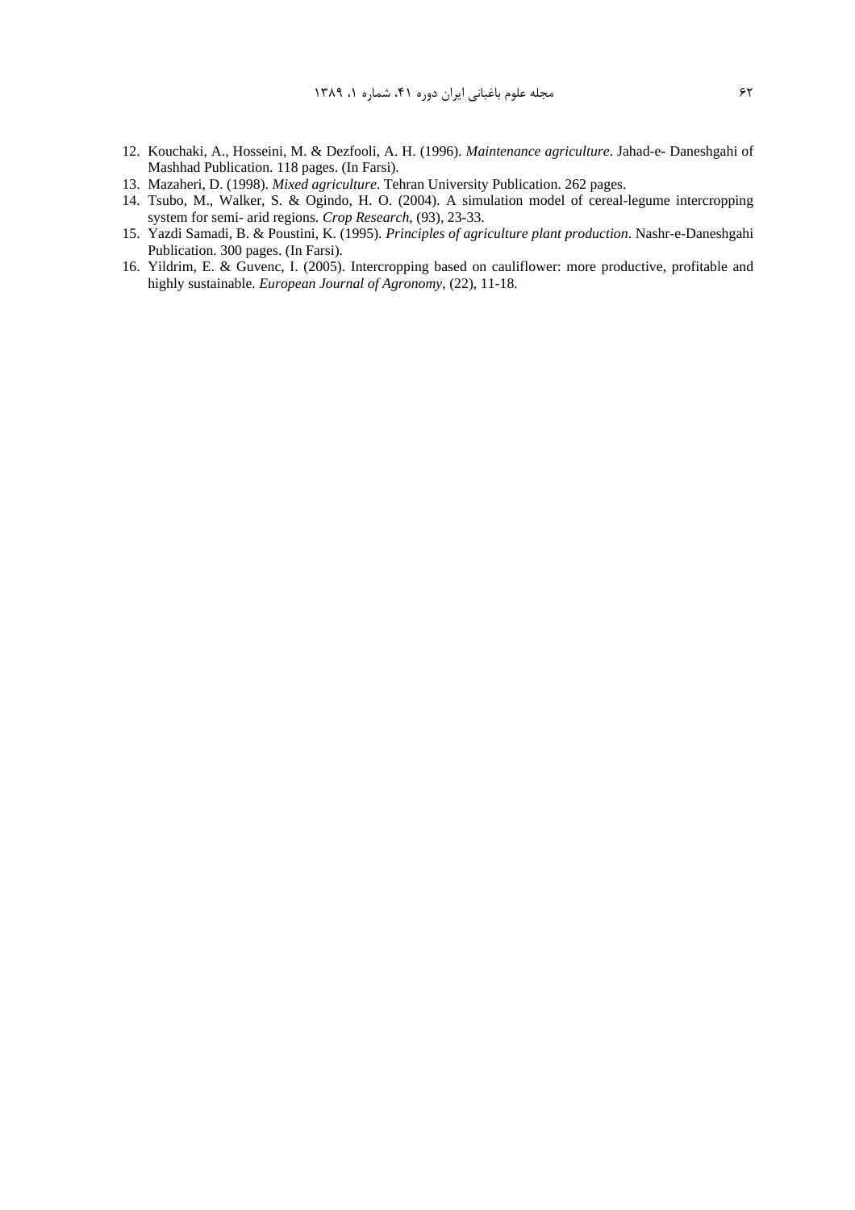12. Kouchaki, A., Hosseini, M. & Dezfooli, A. H. (1996). *Maintenance agriculture*. Jahad-e- Daneshgahi of Mashhad Publication. 118 pages. (In Farsi).
13. Mazaheri, D. (1998). *Mixed agriculture*. Tehran University Publication. 262 pages.
14. Tsubo, M., Walker, S. & Ogindo, H. O. (2004). A simulation model of cereal-legume intercropping system for semi- arid regions. *Crop Research*, (93), 23-33.
15. Yazdi Samadi, B. & Poustini, K. (1995). *Principles of agriculture plant production*. Nashr-e-Daneshgahi Publication. 300 pages. (In Farsi).
16. Yildrim, E. & Guvenc, I. (2005). Intercropping based on cauliflower: more productive, profitable and highly sustainable. *European Journal of Agronomy*, (22), 11-18.